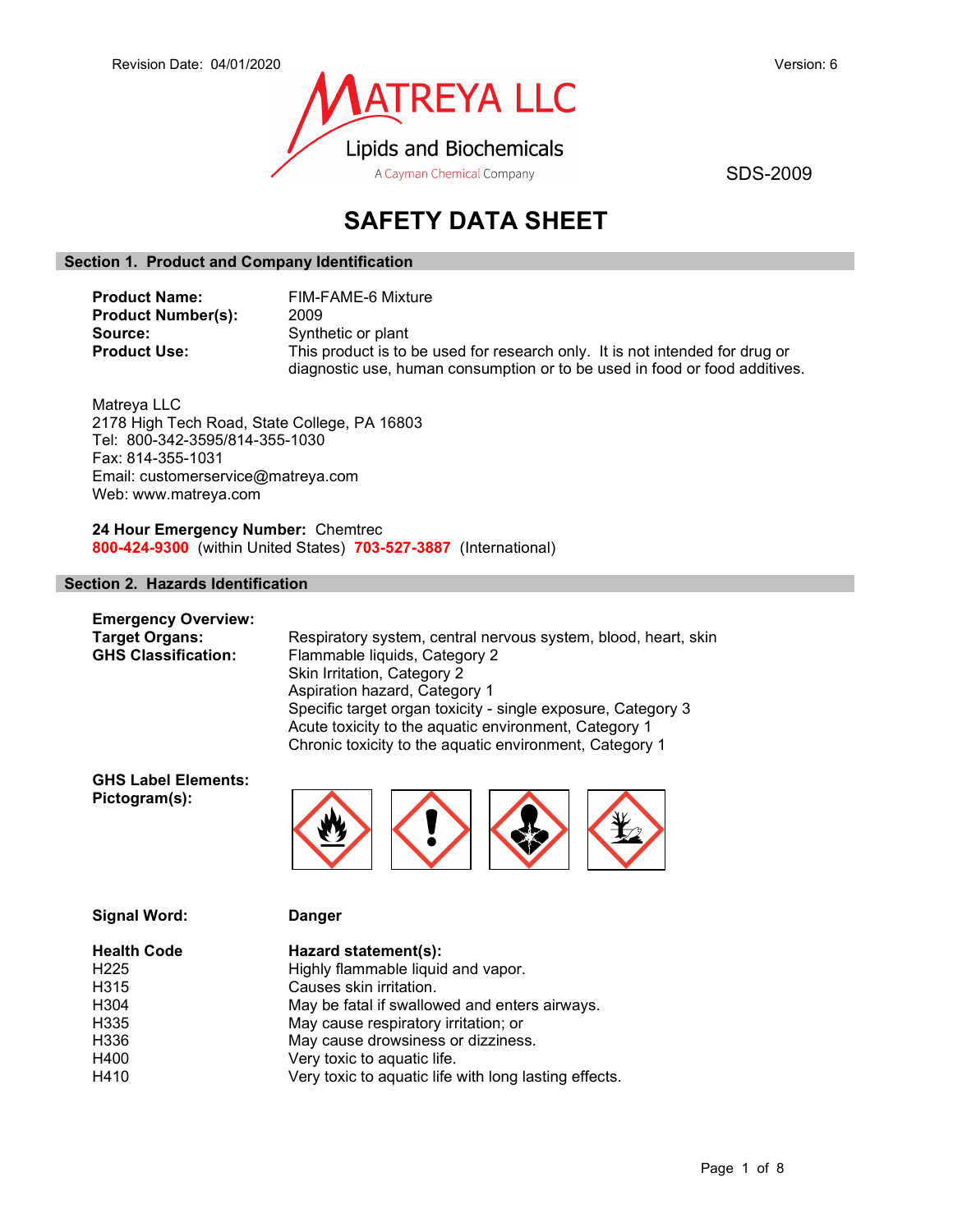Revision Date: 04/01/2020

Version: 6

MATREYA LLC
Lipids and Biochemicals
A Cayman Chemical Company

SDS-2009

# SAFETY DATA SHEET

## Section 1. Product and Company Identification

**Product Name:** FIM-FAME-6 Mixture
**Product Number(s):** 2009
**Source:** Synthetic or plant
**Product Use:** This product is to be used for research only. It is not intended for drug or diagnostic use, human consumption or to be used in food or food additives.

Matreya LLC
2178 High Tech Road, State College, PA 16803
Tel: 800-342-3595/814-355-1030
Fax: 814-355-1031
Email: customerservice@matreya.com
Web: www.matreya.com

**24 Hour Emergency Number:** Chemtrec
**800-424-9300** (within United States) **703-527-3887** (International)

## Section 2. Hazards Identification

**Emergency Overview:**

**Target Organs:** Respiratory system, central nervous system, blood, heart, skin

**GHS Classification:**
Flammable liquids, Category 2
Skin Irritation, Category 2
Aspiration hazard, Category 1
Specific target organ toxicity - single exposure, Category 3
Acute toxicity to the aquatic environment, Category 1
Chronic toxicity to the aquatic environment, Category 1

**GHS Label Elements:**
**Pictogram(s):**

**Signal Word:** **Danger**

| Health Code | Hazard statement(s): |
|---|---|
| H225 | Highly flammable liquid and vapor. |
| H315 | Causes skin irritation. |
| H304 | May be fatal if swallowed and enters airways. |
| H335 | May cause respiratory irritation; or |
| H336 | May cause drowsiness or dizziness. |
| H400 | Very toxic to aquatic life. |
| H410 | Very toxic to aquatic life with long lasting effects. |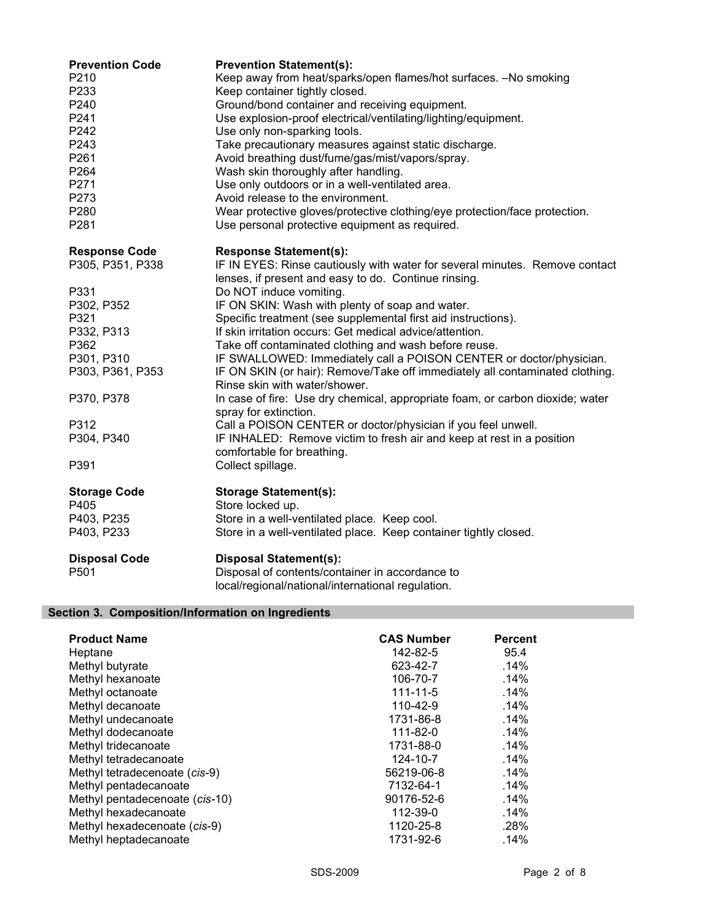| Prevention Code | Prevention Statement(s): |
|---|---|
| P210 | Keep away from heat/sparks/open flames/hot surfaces. –No smoking |
| P233 | Keep container tightly closed. |
| P240 | Ground/bond container and receiving equipment. |
| P241 | Use explosion-proof electrical/ventilating/lighting/equipment. |
| P242 | Use only non-sparking tools. |
| P243 | Take precautionary measures against static discharge. |
| P261 | Avoid breathing dust/fume/gas/mist/vapors/spray. |
| P264 | Wash skin thoroughly after handling. |
| P271 | Use only outdoors or in a well-ventilated area. |
| P273 | Avoid release to the environment. |
| P280 | Wear protective gloves/protective clothing/eye protection/face protection. |
| P281 | Use personal protective equipment as required. |

| Response Code | Response Statement(s): |
|---|---|
| P305, P351, P338 | IF IN EYES: Rinse cautiously with water for several minutes. Remove contact lenses, if present and easy to do. Continue rinsing. |
| P331 | Do NOT induce vomiting. |
| P302, P352 | IF ON SKIN: Wash with plenty of soap and water. |
| P321 | Specific treatment (see supplemental first aid instructions). |
| P332, P313 | If skin irritation occurs: Get medical advice/attention. |
| P362 | Take off contaminated clothing and wash before reuse. |
| P301, P310 | IF SWALLOWED: Immediately call a POISON CENTER or doctor/physician. |
| P303, P361, P353 | IF ON SKIN (or hair): Remove/Take off immediately all contaminated clothing. Rinse skin with water/shower. |
| P370, P378 | In case of fire: Use dry chemical, appropriate foam, or carbon dioxide; water spray for extinction. |
| P312 | Call a POISON CENTER or doctor/physician if you feel unwell. |
| P304, P340 | IF INHALED: Remove victim to fresh air and keep at rest in a position comfortable for breathing. |
| P391 | Collect spillage. |

| Storage Code | Storage Statement(s): |
|---|---|
| P405 | Store locked up. |
| P403, P235 | Store in a well-ventilated place. Keep cool. |
| P403, P233 | Store in a well-ventilated place. Keep container tightly closed. |

| Disposal Code | Disposal Statement(s): |
|---|---|
| P501 | Disposal of contents/container in accordance to local/regional/national/international regulation. |

## Section 3. Composition/Information on Ingredients

| Product Name | CAS Number | Percent |
|---|---|---|
| Heptane | 142-82-5 | 95.4 |
| Methyl butyrate | 623-42-7 | .14% |
| Methyl hexanoate | 106-70-7 | .14% |
| Methyl octanoate | 111-11-5 | .14% |
| Methyl decanoate | 110-42-9 | .14% |
| Methyl undecanoate | 1731-86-8 | .14% |
| Methyl dodecanoate | 111-82-0 | .14% |
| Methyl tridecanoate | 1731-88-0 | .14% |
| Methyl tetradecanoate | 124-10-7 | .14% |
| Methyl tetradecenoate (*cis*-9) | 56219-06-8 | .14% |
| Methyl pentadecanoate | 7132-64-1 | .14% |
| Methyl pentadecenoate (*cis*-10) | 90176-52-6 | .14% |
| Methyl hexadecanoate | 112-39-0 | .14% |
| Methyl hexadecenoate (*cis*-9) | 1120-25-8 | .28% |
| Methyl heptadecanoate | 1731-92-6 | .14% |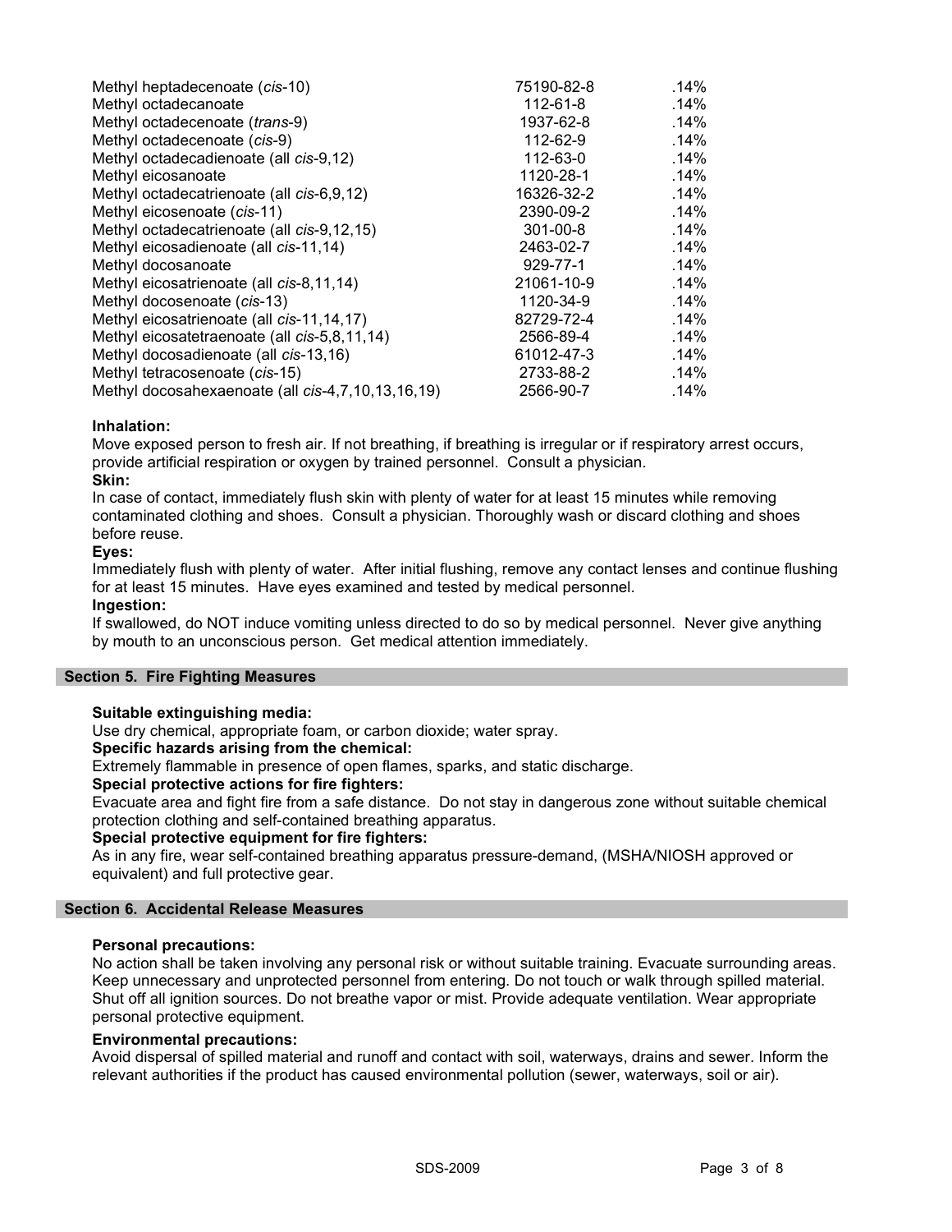| | | |
|---|---|---|
| Methyl heptadecenoate (*cis*-10) | 75190-82-8 | .14% |
| Methyl octadecanoate | 112-61-8 | .14% |
| Methyl octadecenoate (*trans*-9) | 1937-62-8 | .14% |
| Methyl octadecenoate (*cis*-9) | 112-62-9 | .14% |
| Methyl octadecadienoate (all *cis*-9,12) | 112-63-0 | .14% |
| Methyl eicosanoate | 1120-28-1 | .14% |
| Methyl octadecatrienoate (all *cis*-6,9,12) | 16326-32-2 | .14% |
| Methyl eicosenoate (*cis*-11) | 2390-09-2 | .14% |
| Methyl octadecatrienoate (all *cis*-9,12,15) | 301-00-8 | .14% |
| Methyl eicosadienoate (all *cis*-11,14) | 2463-02-7 | .14% |
| Methyl docosanoate | 929-77-1 | .14% |
| Methyl eicosatrienoate (all *cis*-8,11,14) | 21061-10-9 | .14% |
| Methyl docosenoate (*cis*-13) | 1120-34-9 | .14% |
| Methyl eicosatrienoate (all *cis*-11,14,17) | 82729-72-4 | .14% |
| Methyl eicosatetraenoate (all *cis*-5,8,11,14) | 2566-89-4 | .14% |
| Methyl docosadienoate (all *cis*-13,16) | 61012-47-3 | .14% |
| Methyl tetracosenoate (*cis*-15) | 2733-88-2 | .14% |
| Methyl docosahexaenoate (all *cis*-4,7,10,13,16,19) | 2566-90-7 | .14% |

**Inhalation:**
Move exposed person to fresh air. If not breathing, if breathing is irregular or if respiratory arrest occurs, provide artificial respiration or oxygen by trained personnel. Consult a physician.

**Skin:**
In case of contact, immediately flush skin with plenty of water for at least 15 minutes while removing contaminated clothing and shoes. Consult a physician. Thoroughly wash or discard clothing and shoes before reuse.

**Eyes:**
Immediately flush with plenty of water. After initial flushing, remove any contact lenses and continue flushing for at least 15 minutes. Have eyes examined and tested by medical personnel.

**Ingestion:**
If swallowed, do NOT induce vomiting unless directed to do so by medical personnel. Never give anything by mouth to an unconscious person. Get medical attention immediately.

## Section 5. Fire Fighting Measures

**Suitable extinguishing media:**
Use dry chemical, appropriate foam, or carbon dioxide; water spray.

**Specific hazards arising from the chemical:**
Extremely flammable in presence of open flames, sparks, and static discharge.

**Special protective actions for fire fighters:**
Evacuate area and fight fire from a safe distance. Do not stay in dangerous zone without suitable chemical protection clothing and self-contained breathing apparatus.

**Special protective equipment for fire fighters:**
As in any fire, wear self-contained breathing apparatus pressure-demand, (MSHA/NIOSH approved or equivalent) and full protective gear.

## Section 6. Accidental Release Measures

**Personal precautions:**
No action shall be taken involving any personal risk or without suitable training. Evacuate surrounding areas. Keep unnecessary and unprotected personnel from entering. Do not touch or walk through spilled material. Shut off all ignition sources. Do not breathe vapor or mist. Provide adequate ventilation. Wear appropriate personal protective equipment.

**Environmental precautions:**
Avoid dispersal of spilled material and runoff and contact with soil, waterways, drains and sewer. Inform the relevant authorities if the product has caused environmental pollution (sewer, waterways, soil or air).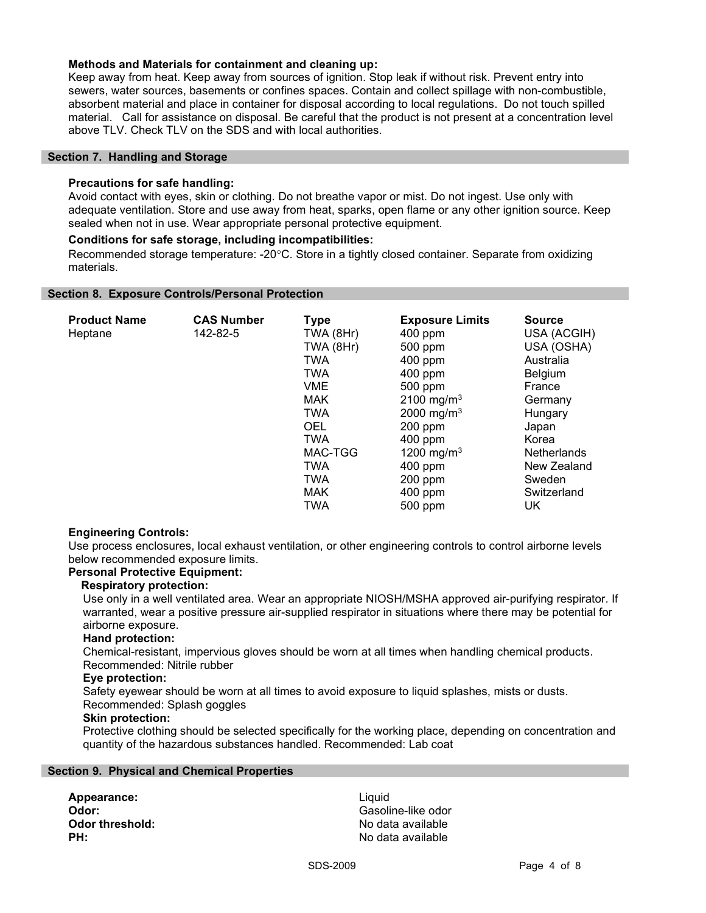**Methods and Materials for containment and cleaning up:**

Keep away from heat. Keep away from sources of ignition. Stop leak if without risk. Prevent entry into sewers, water sources, basements or confines spaces. Contain and collect spillage with non-combustible, absorbent material and place in container for disposal according to local regulations. Do not touch spilled material. Call for assistance on disposal. Be careful that the product is not present at a concentration level above TLV. Check TLV on the SDS and with local authorities.

## Section 7. Handling and Storage

**Precautions for safe handling:**

Avoid contact with eyes, skin or clothing. Do not breathe vapor or mist. Do not ingest. Use only with adequate ventilation. Store and use away from heat, sparks, open flame or any other ignition source. Keep sealed when not in use. Wear appropriate personal protective equipment.

**Conditions for safe storage, including incompatibilities:**

Recommended storage temperature: -20°C. Store in a tightly closed container. Separate from oxidizing materials.

## Section 8. Exposure Controls/Personal Protection

| Product Name | CAS Number | Type | Exposure Limits | Source |
|---|---|---|---|---|
| Heptane | 142-82-5 | TWA (8Hr) | 400 ppm | USA (ACGIH) |
| | | TWA (8Hr) | 500 ppm | USA (OSHA) |
| | | TWA | 400 ppm | Australia |
| | | TWA | 400 ppm | Belgium |
| | | VME | 500 ppm | France |
| | | MAK | 2100 $mg/m^3$ | Germany |
| | | TWA | 2000 $mg/m^3$ | Hungary |
| | | OEL | 200 ppm | Japan |
| | | TWA | 400 ppm | Korea |
| | | MAC-TGG | 1200 $mg/m^3$ | Netherlands |
| | | TWA | 400 ppm | New Zealand |
| | | TWA | 200 ppm | Sweden |
| | | MAK | 400 ppm | Switzerland |
| | | TWA | 500 ppm | UK |

**Engineering Controls:**

Use process enclosures, local exhaust ventilation, or other engineering controls to control airborne levels below recommended exposure limits.

**Personal Protective Equipment:**

**Respiratory protection:**

Use only in a well ventilated area. Wear an appropriate NIOSH/MSHA approved air-purifying respirator. If warranted, wear a positive pressure air-supplied respirator in situations where there may be potential for airborne exposure.

**Hand protection:**

Chemical-resistant, impervious gloves should be worn at all times when handling chemical products. Recommended: Nitrile rubber

**Eye protection:**

Safety eyewear should be worn at all times to avoid exposure to liquid splashes, mists or dusts. Recommended: Splash goggles

**Skin protection:**

Protective clothing should be selected specifically for the working place, depending on concentration and quantity of the hazardous substances handled. Recommended: Lab coat

## Section 9. Physical and Chemical Properties

| | |
|---|---|
| **Appearance:** | Liquid |
| **Odor:** | Gasoline-like odor |
| **Odor threshold:** | No data available |
| **PH:** | No data available |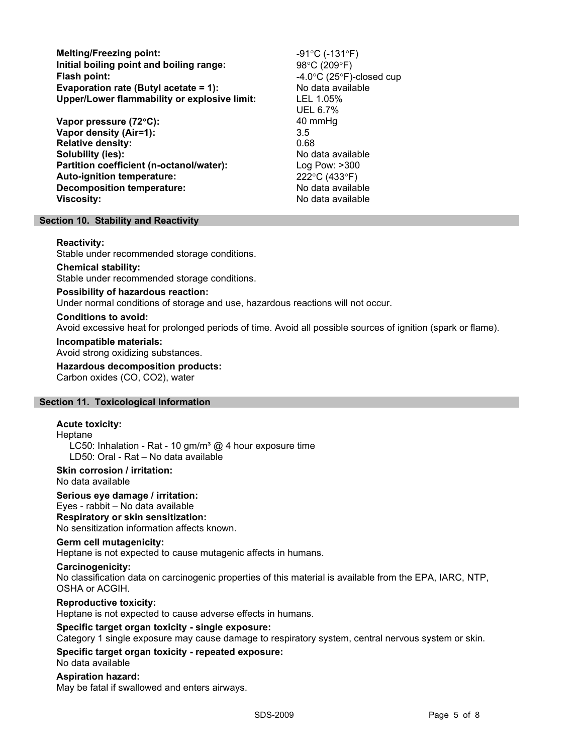| | |
|---|---|
| **Melting/Freezing point:** | -91°C (-131°F) |
| **Initial boiling point and boiling range:** | 98°C (209°F) |
| **Flash point:** | -4.0°C (25°F)-closed cup |
| **Evaporation rate (Butyl acetate = 1):** | No data available |
| **Upper/Lower flammability or explosive limit:** | LEL 1.05%<br>UEL 6.7% |
| **Vapor pressure (72°C):** | 40 mmHg |
| **Vapor density (Air=1):** | 3.5 |
| **Relative density:** | 0.68 |
| **Solubility (ies):** | No data available |
| **Partition coefficient (n-octanol/water):** | Log Pow: >300 |
| **Auto-ignition temperature:** | 222°C (433°F) |
| **Decomposition temperature:** | No data available |
| **Viscosity:** | No data available |

## Section 10. Stability and Reactivity

**Reactivity:**
Stable under recommended storage conditions.

**Chemical stability:**
Stable under recommended storage conditions.

**Possibility of hazardous reaction:**
Under normal conditions of storage and use, hazardous reactions will not occur.

**Conditions to avoid:**
Avoid excessive heat for prolonged periods of time. Avoid all possible sources of ignition (spark or flame).

**Incompatible materials:**
Avoid strong oxidizing substances.

**Hazardous decomposition products:**
Carbon oxides (CO, $CO_2$), water

## Section 11. Toxicological Information

**Acute toxicity:**
Heptane
LC50: Inhalation - Rat - 10 gm/m³ @ 4 hour exposure time
LD50: Oral - Rat – No data available

**Skin corrosion / irritation:**
No data available

**Serious eye damage / irritation:**
Eyes - rabbit – No data available

**Respiratory or skin sensitization:**
No sensitization information affects known.

**Germ cell mutagenicity:**
Heptane is not expected to cause mutagenic affects in humans.

**Carcinogenicity:**
No classification data on carcinogenic properties of this material is available from the EPA, IARC, NTP, OSHA or ACGIH.

**Reproductive toxicity:**
Heptane is not expected to cause adverse effects in humans.

**Specific target organ toxicity - single exposure:**
Category 1 single exposure may cause damage to respiratory system, central nervous system or skin.

**Specific target organ toxicity - repeated exposure:**
No data available

**Aspiration hazard:**
May be fatal if swallowed and enters airways.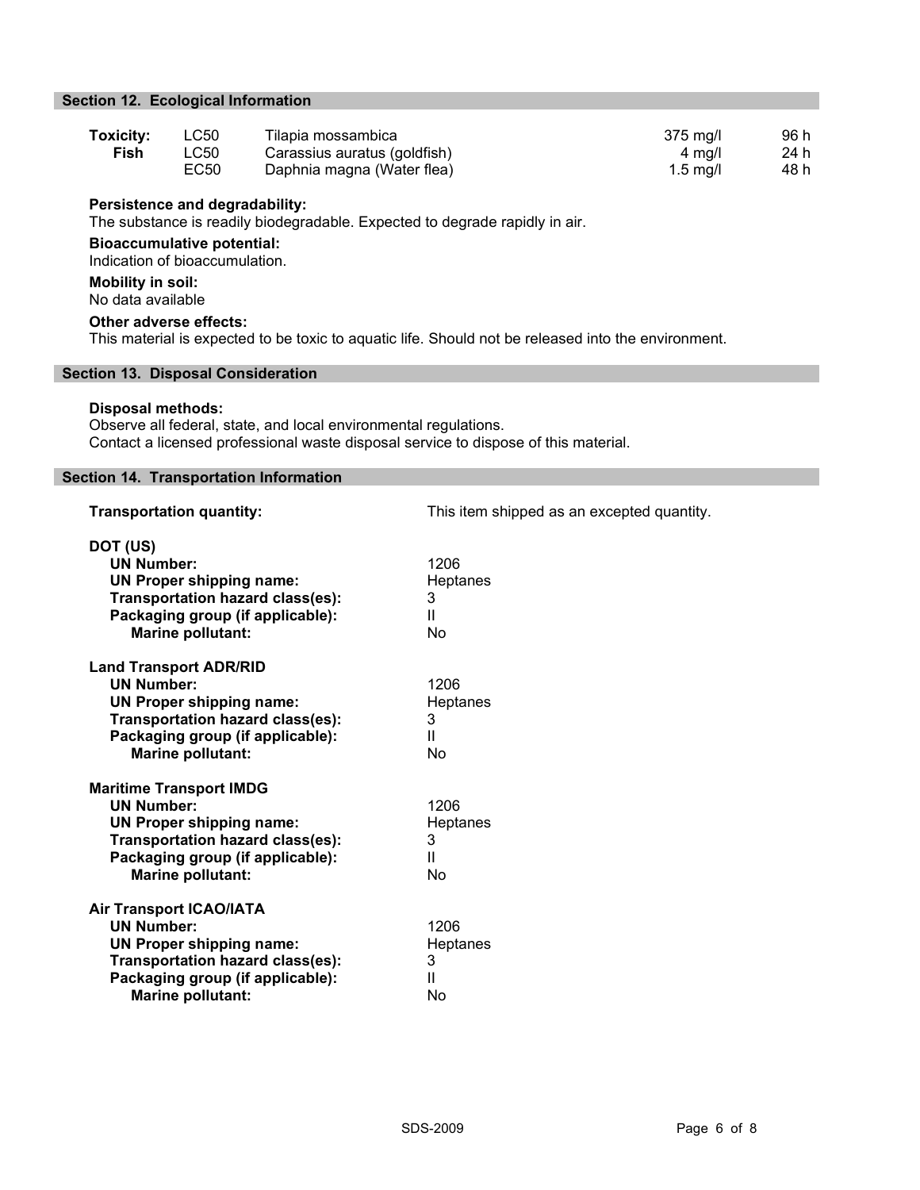## Section 12. Ecological Information

| **Toxicity: Fish** | | | | |
|---|---|---|---|---|
| | LC50 | Tilapia mossambica | 375 mg/l | 96 h |
| | LC50 | Carassius auratus (goldfish) | 4 mg/l | 24 h |
| | EC50 | Daphnia magna (Water flea) | 1.5 mg/l | 48 h |

**Persistence and degradability:**
The substance is readily biodegradable. Expected to degrade rapidly in air.

**Bioaccumulative potential:**
Indication of bioaccumulation.

**Mobility in soil:**
No data available

**Other adverse effects:**
This material is expected to be toxic to aquatic life. Should not be released into the environment.

## Section 13. Disposal Consideration

**Disposal methods:**
Observe all federal, state, and local environmental regulations.
Contact a licensed professional waste disposal service to dispose of this material.

## Section 14. Transportation Information

**Transportation quantity:** This item shipped as an excepted quantity.

**DOT (US)**
- **UN Number:** 1206
- **UN Proper shipping name:** Heptanes
- **Transportation hazard class(es):** 3
- **Packaging group (if applicable):** II
- **Marine pollutant:** No

**Land Transport ADR/RID**
- **UN Number:** 1206
- **UN Proper shipping name:** Heptanes
- **Transportation hazard class(es):** 3
- **Packaging group (if applicable):** II
- **Marine pollutant:** No

**Maritime Transport IMDG**
- **UN Number:** 1206
- **UN Proper shipping name:** Heptanes
- **Transportation hazard class(es):** 3
- **Packaging group (if applicable):** II
- **Marine pollutant:** No

**Air Transport ICAO/IATA**
- **UN Number:** 1206
- **UN Proper shipping name:** Heptanes
- **Transportation hazard class(es):** 3
- **Packaging group (if applicable):** II
- **Marine pollutant:** No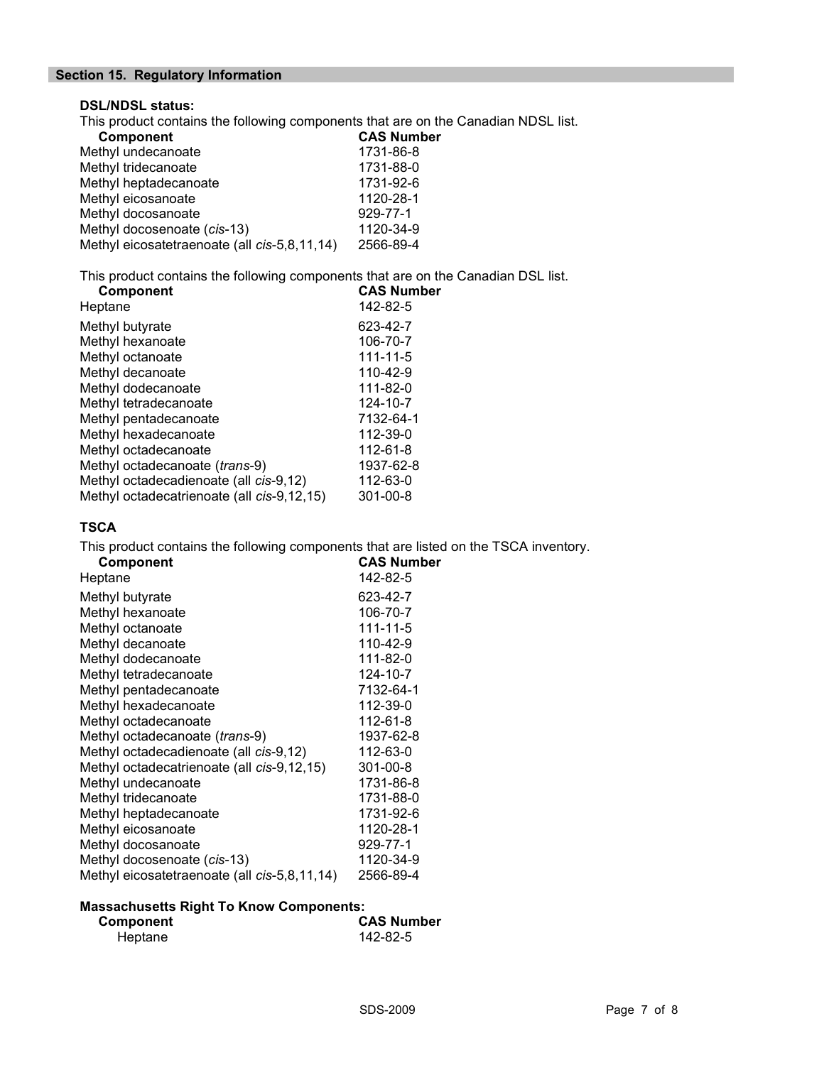## Section 15. Regulatory Information

### DSL/NDSL status:

This product contains the following components that are on the Canadian NDSL list.

| Component | CAS Number |
| --- | --- |
| Methyl undecanoate | 1731-86-8 |
| Methyl tridecanoate | 1731-88-0 |
| Methyl heptadecanoate | 1731-92-6 |
| Methyl eicosanoate | 1120-28-1 |
| Methyl docosanoate | 929-77-1 |
| Methyl docosenoate (*cis*-13) | 1120-34-9 |
| Methyl eicosatetraenoate (all *cis*-5,8,11,14) | 2566-89-4 |

This product contains the following components that are on the Canadian DSL list.

| Component | CAS Number |
| --- | --- |
| Heptane | 142-82-5 |
| Methyl butyrate | 623-42-7 |
| Methyl hexanoate | 106-70-7 |
| Methyl octanoate | 111-11-5 |
| Methyl decanoate | 110-42-9 |
| Methyl dodecanoate | 111-82-0 |
| Methyl tetradecanoate | 124-10-7 |
| Methyl pentadecanoate | 7132-64-1 |
| Methyl hexadecanoate | 112-39-0 |
| Methyl octadecanoate | 112-61-8 |
| Methyl octadecanoate (*trans*-9) | 1937-62-8 |
| Methyl octadecadienoate (all *cis*-9,12) | 112-63-0 |
| Methyl octadecatrienoate (all *cis*-9,12,15) | 301-00-8 |

### TSCA

This product contains the following components that are listed on the TSCA inventory.

| Component | CAS Number |
| --- | --- |
| Heptane | 142-82-5 |
| Methyl butyrate | 623-42-7 |
| Methyl hexanoate | 106-70-7 |
| Methyl octanoate | 111-11-5 |
| Methyl decanoate | 110-42-9 |
| Methyl dodecanoate | 111-82-0 |
| Methyl tetradecanoate | 124-10-7 |
| Methyl pentadecanoate | 7132-64-1 |
| Methyl hexadecanoate | 112-39-0 |
| Methyl octadecanoate | 112-61-8 |
| Methyl octadecanoate (*trans*-9) | 1937-62-8 |
| Methyl octadecadienoate (all *cis*-9,12) | 112-63-0 |
| Methyl octadecatrienoate (all *cis*-9,12,15) | 301-00-8 |
| Methyl undecanoate | 1731-86-8 |
| Methyl tridecanoate | 1731-88-0 |
| Methyl heptadecanoate | 1731-92-6 |
| Methyl eicosanoate | 1120-28-1 |
| Methyl docosanoate | 929-77-1 |
| Methyl docosenoate (*cis*-13) | 1120-34-9 |
| Methyl eicosatetraenoate (all *cis*-5,8,11,14) | 2566-89-4 |

### Massachusetts Right To Know Components:

| Component | CAS Number |
| --- | --- |
| Heptane | 142-82-5 |

SDS-2009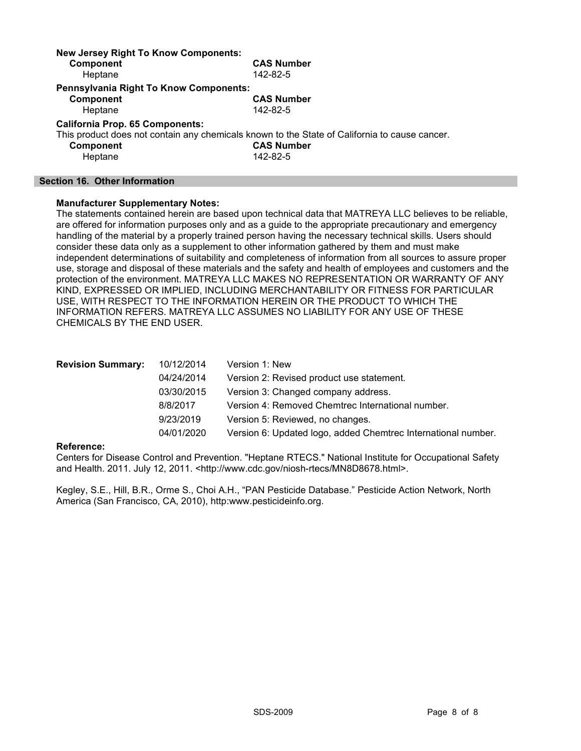**New Jersey Right To Know Components:**

| Component | CAS Number |
|---|---|
| Heptane | 142-82-5 |

**Pennsylvania Right To Know Components:**

| Component | CAS Number |
|---|---|
| Heptane | 142-82-5 |

**California Prop. 65 Components:**

This product does not contain any chemicals known to the State of California to cause cancer.

| Component | CAS Number |
|---|---|
| Heptane | 142-82-5 |

## Section 16. Other Information

**Manufacturer Supplementary Notes:**

The statements contained herein are based upon technical data that MATREYA LLC believes to be reliable, are offered for information purposes only and as a guide to the appropriate precautionary and emergency handling of the material by a properly trained person having the necessary technical skills. Users should consider these data only as a supplement to other information gathered by them and must make independent determinations of suitability and completeness of information from all sources to assure proper use, storage and disposal of these materials and the safety and health of employees and customers and the protection of the environment. MATREYA LLC MAKES NO REPRESENTATION OR WARRANTY OF ANY KIND, EXPRESSED OR IMPLIED, INCLUDING MERCHANTABILITY OR FITNESS FOR PARTICULAR USE, WITH RESPECT TO THE INFORMATION HEREIN OR THE PRODUCT TO WHICH THE INFORMATION REFERS. MATREYA LLC ASSUMES NO LIABILITY FOR ANY USE OF THESE CHEMICALS BY THE END USER.

| | | |
|---|---|---|
| **Revision Summary:** | 10/12/2014 | Version 1: New |
| | 04/24/2014 | Version 2: Revised product use statement. |
| | 03/30/2015 | Version 3: Changed company address. |
| | 8/8/2017 | Version 4: Removed Chemtrec International number. |
| | 9/23/2019 | Version 5: Reviewed, no changes. |
| | 04/01/2020 | Version 6: Updated logo, added Chemtrec International number. |

**Reference:**

Centers for Disease Control and Prevention. "Heptane RTECS." National Institute for Occupational Safety and Health. 2011. July 12, 2011. <http://www.cdc.gov/niosh-rtecs/MN8D8678.html>.

Kegley, S.E., Hill, B.R., Orme S., Choi A.H., "PAN Pesticide Database." Pesticide Action Network, North America (San Francisco, CA, 2010), http:www.pesticideinfo.org.

SDS-2009